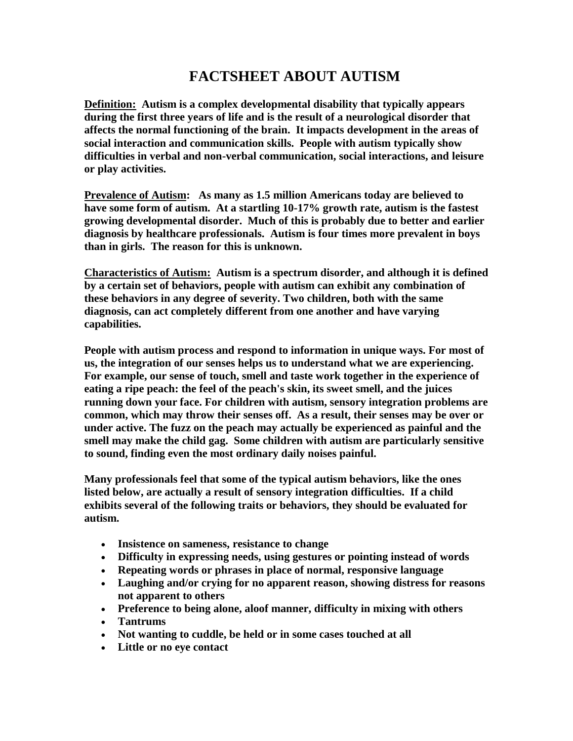# FACTSHEET ABOUT AUTISM

**<u>Definition:</u> Autism is a complex developmental disability that typically appears during the first three years of life and is the result of a neurological disorder that affects the normal functioning of the brain. It impacts development in the areas of social interaction and communication skills. People with autism typically show difficulties in verbal and non-verbal communication, social interactions, and leisure or play activities.**

**<u>Prevalence of Autism</u>: As many as 1.5 million Americans today are believed to have some form of autism. At a startling 10-17% growth rate, autism is the fastest growing developmental disorder. Much of this is probably due to better and earlier diagnosis by healthcare professionals. Autism is four times more prevalent in boys than in girls. The reason for this is unknown.**

**<u>Characteristics of Autism:</u> Autism is a spectrum disorder, and although it is defined by a certain set of behaviors, people with autism can exhibit any combination of these behaviors in any degree of severity. Two children, both with the same diagnosis, can act completely different from one another and have varying capabilities.**

**People with autism process and respond to information in unique ways. For most of us, the integration of our senses helps us to understand what we are experiencing. For example, our sense of touch, smell and taste work together in the experience of eating a ripe peach: the feel of the peach's skin, its sweet smell, and the juices running down your face. For children with autism, sensory integration problems are common, which may throw their senses off. As a result, their senses may be over or under active. The fuzz on the peach may actually be experienced as painful and the smell may make the child gag. Some children with autism are particularly sensitive to sound, finding even the most ordinary daily noises painful.**

**Many professionals feel that some of the typical autism behaviors, like the ones listed below, are actually a result of sensory integration difficulties. If a child exhibits several of the following traits or behaviors, they should be evaluated for autism.**

- **Insistence on sameness, resistance to change**
- **Difficulty in expressing needs, using gestures or pointing instead of words**
- **Repeating words or phrases in place of normal, responsive language**
- **Laughing and/or crying for no apparent reason, showing distress for reasons not apparent to others**
- **Preference to being alone, aloof manner, difficulty in mixing with others**
- **Tantrums**
- **Not wanting to cuddle, be held or in some cases touched at all**
- **Little or no eye contact**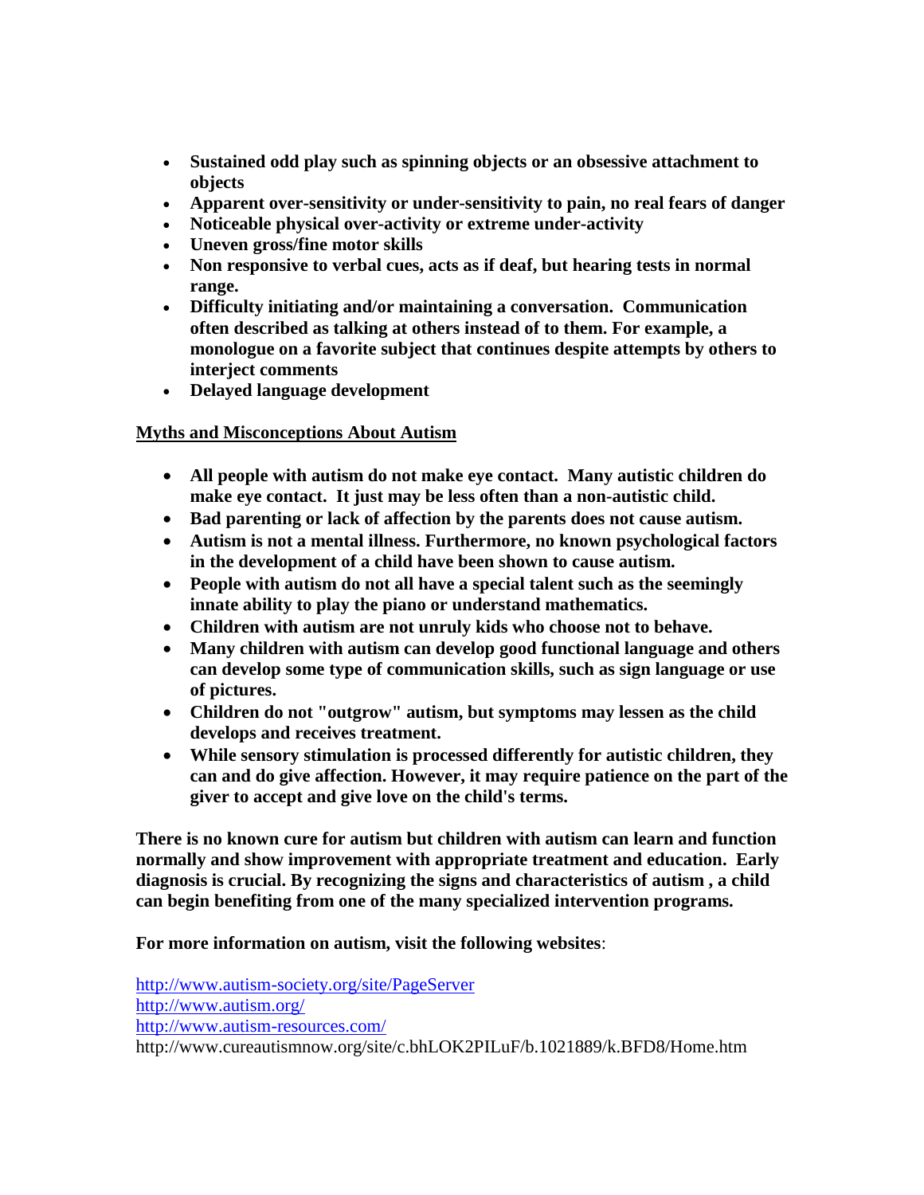- **Sustained odd play such as spinning objects or an obsessive attachment to objects**
- **Apparent over-sensitivity or under-sensitivity to pain, no real fears of danger**
- **Noticeable physical over-activity or extreme under-activity**
- **Uneven gross/fine motor skills**
- **Non responsive to verbal cues, acts as if deaf, but hearing tests in normal range.**
- **Difficulty initiating and/or maintaining a conversation. Communication often described as talking at others instead of to them. For example, a monologue on a favorite subject that continues despite attempts by others to interject comments**
- **Delayed language development**

<u>Myths and Misconceptions About Autism</u>

- **All people with autism do not make eye contact. Many autistic children do make eye contact. It just may be less often than a non-autistic child.**
- **Bad parenting or lack of affection by the parents does not cause autism.**
- **Autism is not a mental illness. Furthermore, no known psychological factors in the development of a child have been shown to cause autism.**
- **People with autism do not all have a special talent such as the seemingly innate ability to play the piano or understand mathematics.**
- **Children with autism are not unruly kids who choose not to behave.**
- **Many children with autism can develop good functional language and others can develop some type of communication skills, such as sign language or use of pictures.**
- **Children do not "outgrow" autism, but symptoms may lessen as the child develops and receives treatment.**
- **While sensory stimulation is processed differently for autistic children, they can and do give affection. However, it may require patience on the part of the giver to accept and give love on the child's terms.**

**There is no known cure for autism but children with autism can learn and function normally and show improvement with appropriate treatment and education. Early diagnosis is crucial. By recognizing the signs and characteristics of autism , a child can begin benefiting from one of the many specialized intervention programs.**

**For more information on autism, visit the following websites**:

http://www.autism-society.org/site/PageServer
http://www.autism.org/
http://www.autism-resources.com/
http://www.cureautismnow.org/site/c.bhLOK2PILuF/b.1021889/k.BFD8/Home.htm